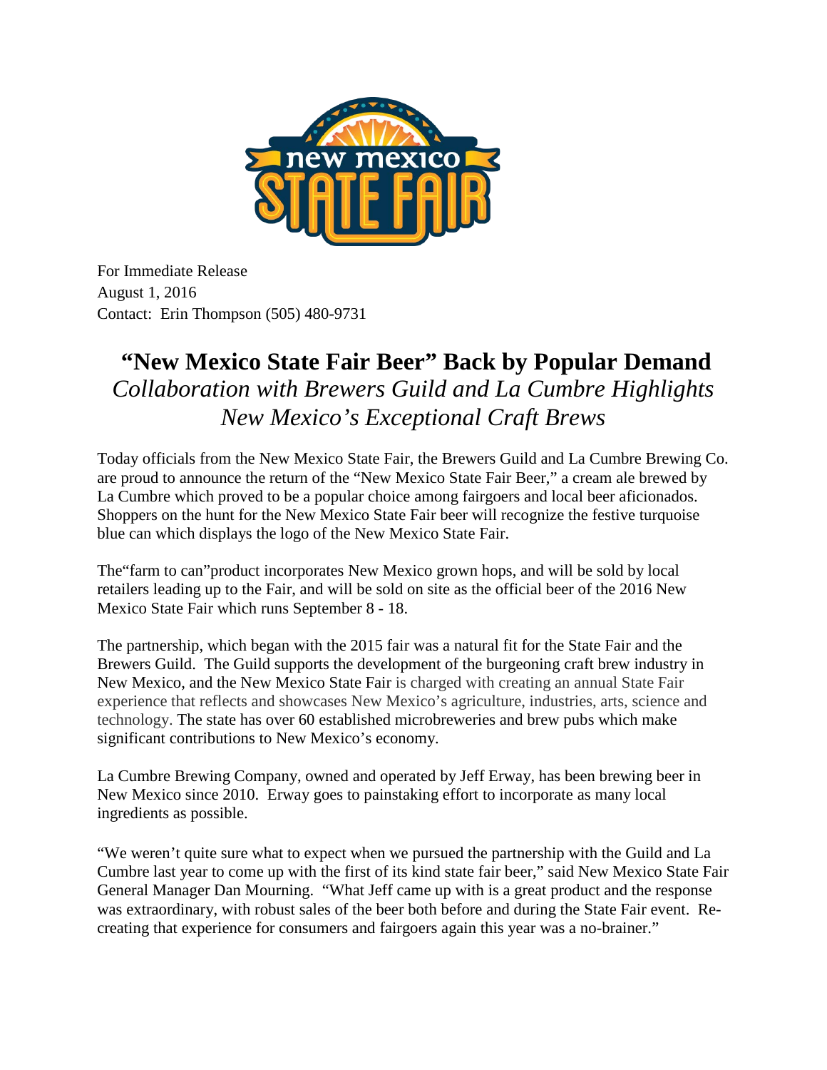For Immediate Release
August 1, 2016
Contact: Erin Thompson (505) 480-9731

# "New Mexico State Fair Beer" Back by Popular Demand

## *Collaboration with Brewers Guild and La Cumbre Highlights New Mexico's Exceptional Craft Brews*

Today officials from the New Mexico State Fair, the Brewers Guild and La Cumbre Brewing Co. are proud to announce the return of the "New Mexico State Fair Beer," a cream ale brewed by La Cumbre which proved to be a popular choice among fairgoers and local beer aficionados. Shoppers on the hunt for the New Mexico State Fair beer will recognize the festive turquoise blue can which displays the logo of the New Mexico State Fair.

The"farm to can"product incorporates New Mexico grown hops, and will be sold by local retailers leading up to the Fair, and will be sold on site as the official beer of the 2016 New Mexico State Fair which runs September 8 - 18.

The partnership, which began with the 2015 fair was a natural fit for the State Fair and the Brewers Guild. The Guild supports the development of the burgeoning craft brew industry in New Mexico, and the New Mexico State Fair is charged with creating an annual State Fair experience that reflects and showcases New Mexico's agriculture, industries, arts, science and technology. The state has over 60 established microbreweries and brew pubs which make significant contributions to New Mexico's economy.

La Cumbre Brewing Company, owned and operated by Jeff Erway, has been brewing beer in New Mexico since 2010. Erway goes to painstaking effort to incorporate as many local ingredients as possible.

"We weren't quite sure what to expect when we pursued the partnership with the Guild and La Cumbre last year to come up with the first of its kind state fair beer," said New Mexico State Fair General Manager Dan Mourning. "What Jeff came up with is a great product and the response was extraordinary, with robust sales of the beer both before and during the State Fair event. Re-creating that experience for consumers and fairgoers again this year was a no-brainer."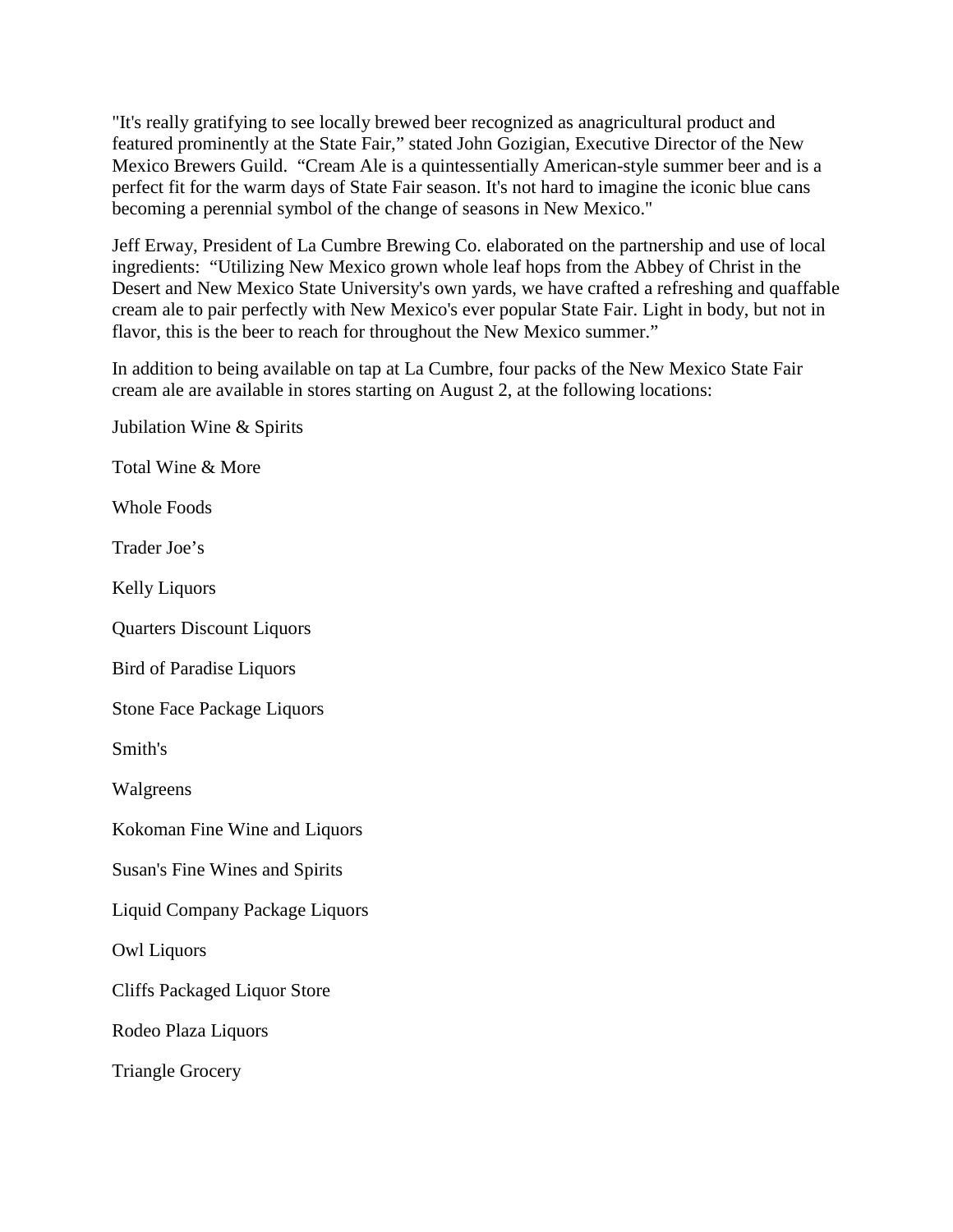"It's really gratifying to see locally brewed beer recognized as anagricultural product and featured prominently at the State Fair," stated John Gozigian, Executive Director of the New Mexico Brewers Guild.  "Cream Ale is a quintessentially American-style summer beer and is a perfect fit for the warm days of State Fair season. It's not hard to imagine the iconic blue cans becoming a perennial symbol of the change of seasons in New Mexico."

Jeff Erway, President of La Cumbre Brewing Co. elaborated on the partnership and use of local ingredients:  "Utilizing New Mexico grown whole leaf hops from the Abbey of Christ in the Desert and New Mexico State University's own yards, we have crafted a refreshing and quaffable cream ale to pair perfectly with New Mexico's ever popular State Fair. Light in body, but not in flavor, this is the beer to reach for throughout the New Mexico summer."

In addition to being available on tap at La Cumbre, four packs of the New Mexico State Fair cream ale are available in stores starting on August 2, at the following locations:

Jubilation Wine & Spirits

Total Wine & More

Whole Foods

Trader Joe's

Kelly Liquors

Quarters Discount Liquors

Bird of Paradise Liquors

Stone Face Package Liquors

Smith's

Walgreens

Kokoman Fine Wine and Liquors

Susan's Fine Wines and Spirits

Liquid Company Package Liquors

Owl Liquors

Cliffs Packaged Liquor Store

Rodeo Plaza Liquors

Triangle Grocery